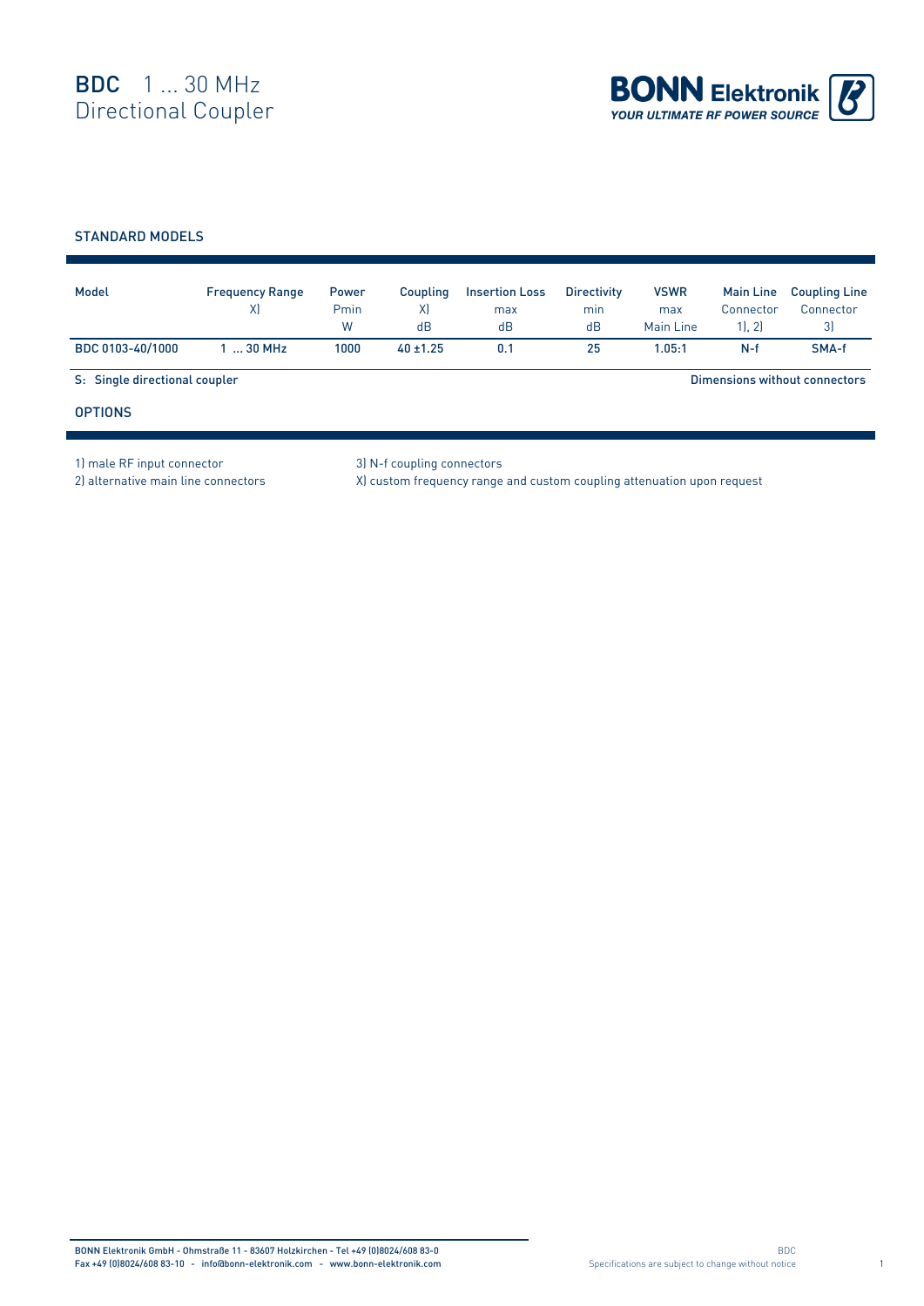# BDC 1 ... 30 MHz Directional Coupler

BONN Elektronik
YOUR ULTIMATE RF POWER SOURCE

## STANDARD MODELS

| Model | Frequency Range X) | Power Pmin W | Coupling X) dB | Insertion Loss max dB | Directivity min dB | VSWR max Main Line | Main Line Connector 1), 2) | Coupling Line Connector 3) |
|---|---|---|---|---|---|---|---|---|
| BDC 0103-40/1000 | 1 ... 30 MHz | 1000 | 40 ±1.25 | 0.1 | 25 | 1.05:1 | N-f | SMA-f |

S: Single directional coupler

Dimensions without connectors

## OPTIONS

1) male RF input connector
2) alternative main line connectors
3) N-f coupling connectors
X) custom frequency range and custom coupling attenuation upon request

BONN Elektronik GmbH - Ohmstraße 11 - 83607 Holzkirchen - Tel +49 (0)8024/608 83-0
Fax +49 (0)8024/608 83-10 - info@bonn-elektronik.com - www.bonn-elektronik.com

Specifications are subject to change without notice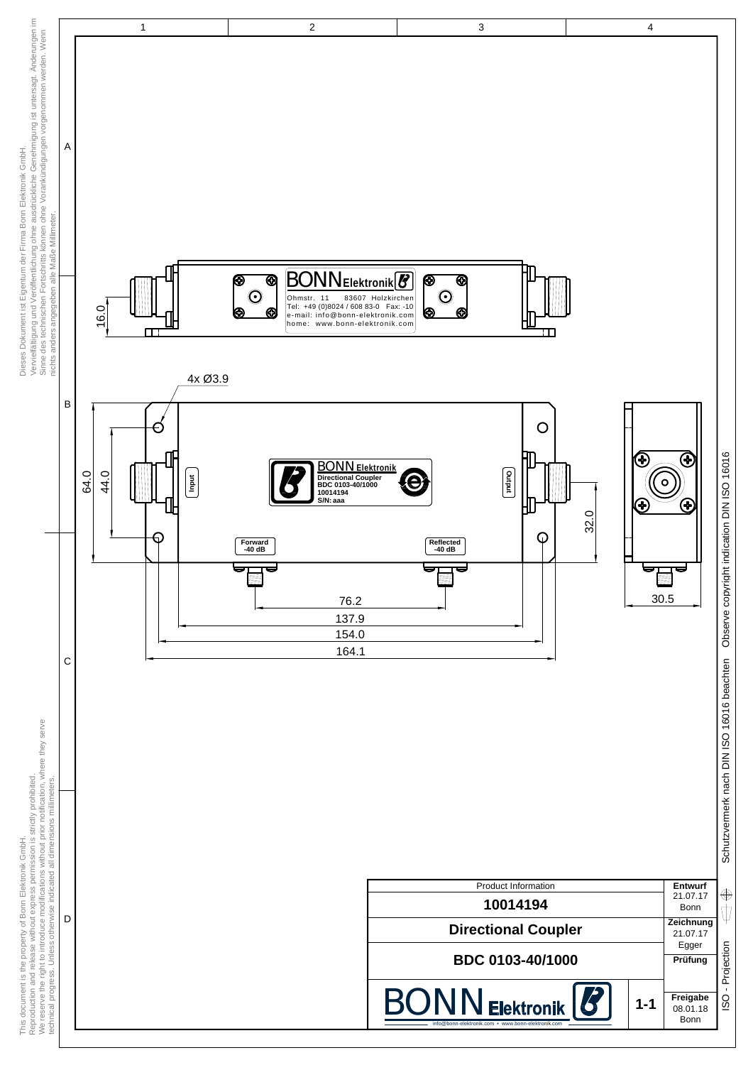4x Ø3.9

16.0

64.0

44.0

32.0

76.2

137.9

154.0

164.1

30.5

BONN Elektronik
Ohmstr. 11 83607 Holzkirchen
Tel: +49 (0)8024 / 608 83-0 Fax: -10
e-mail: info@bonn-elektronik.com
home: www.bonn-elektronik.com

Input

Output

BONN Elektronik
Directional Coupler
BDC 0103-40/1000
10014194
S/N: aaa

Forward
-40 dB

Reflected
-40 dB

| Product Information | Entwurf 21.07.17 Bonn |
|---|---|
| **10014194** | |
| **Directional Coupler** | Zeichnung 21.07.17 Egger |
| **BDC 0103-40/1000** | Prüfung |
| BONN Elektronik — info@bonn-elektronik.com • www.bonn-elektronik.com — **1-1** | Freigabe 08.01.18 Bonn |

ISO - Projection

Schutzvermerk nach DIN ISO 16016 beachten Observe copyright indication DIN ISO 16016

Dieses Dokument ist Eigentum der Firma Bonn Elektronik GmbH.
Vervielfältigung und Veröffentlichung ohne ausdrückliche Genehmigung ist untersagt. Änderungen im Sinne des technischen Fortschritts können ohne Vorankündigungen vorgenommen werden. Wenn nichts anders angegeben alle Maße Millimeter.

This document is the property of Bonn Elektronik GmbH.
Reproduction and release without express permission is strictly prohibited.
We reserve the right to introduce modifications without prior notification, where they serve technical progress. Unless otherwise indicated all dimensions millimeters.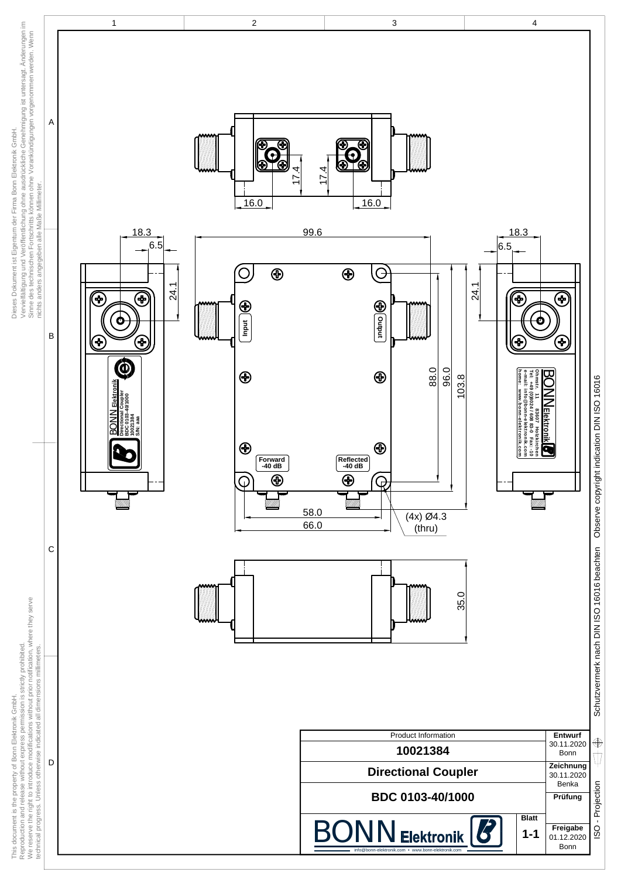Dieses Dokument ist Eigentum der Firma Bonn Elektronik GmbH.
Vervielfältigung und Veröffentlichung ohne ausdrückliche Genehmigung ist untersagt. Änderungen im Sinne des technischen Fortschritts können ohne Vorankündigungen vorgenommen werden. Wenn nichts anders angegeben alle Maße Millimeter.

This document is the property of Bonn Elektronik GmbH.
Reproduction and release without express permission is strictly prohibited.
We reserve the right to introduce modifications without prior notification, where they serve technical progress. Unless otherwise indicated all dimensions millimeters.

17.4
17.4
16.0
16.0
18.3
6.5
24.1
99.6
18.3
6.5
24.1
Input
Output
88.0
96.0
103.8
Forward -40 dB
Reflected -40 dB
58.0
66.0
(4x) Ø4.3 (thru)
35.0

BONN Elektronik
Directional Coupler
BDC 0103-40/1000
10021384
S/N: aaa

BONN Elektronik
Ohmstr. 11 83607 Holzkirchen
Tel: +49 (0)8024 / 608 03-0 Fax: -10
e-mail: info@bonn-elektronik.com
home: www.bonn-elektronik.com

Schutzvermerk nach DIN ISO 16016 beachten Observe copyright indication DIN ISO 16016

| Product Information | | Entwurf 30.11.2020 Bonn |
|---|---|---|
| **10021384** | | |
| **Directional Coupler** | | Zeichnung 30.11.2020 Benka |
| **BDC 0103-40/1000** | | Prüfung |
| BONN Elektronik info@bonn-elektronik.com • www.bonn-elektronik.com | Blatt 1-1 | Freigabe 01.12.2020 Bonn |

ISO - Projection